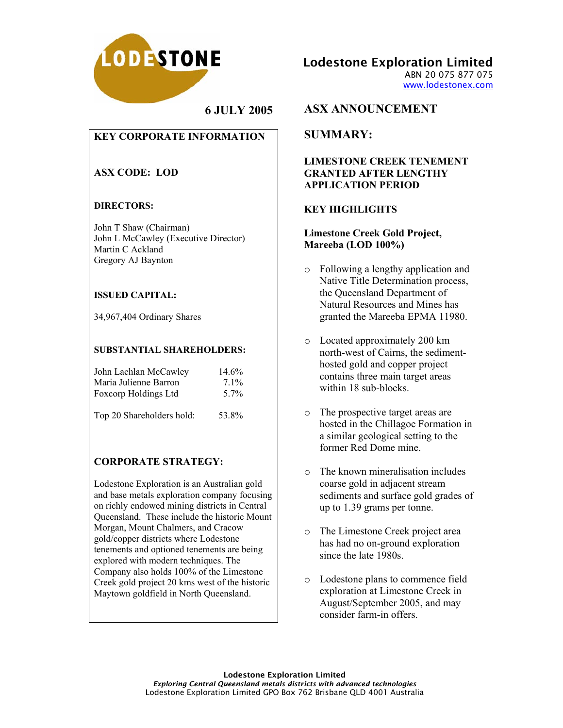# Lodestone Exploration Limited

ABN 20 075 877 075
www.lodestonex.com

**6 JULY 2005**

## KEY CORPORATE INFORMATION

**ASX CODE: LOD**

**DIRECTORS:**

John T Shaw (Chairman)
John L McCawley (Executive Director)
Martin C Ackland
Gregory AJ Baynton

**ISSUED CAPITAL:**

34,967,404 Ordinary Shares

**SUBSTANTIAL SHAREHOLDERS:**

| | |
|---|---|
| John Lachlan McCawley | 14.6% |
| Maria Julienne Barron | 7.1% |
| Foxcorp Holdings Ltd | 5.7% |
| Top 20 Shareholders hold: | 53.8% |

**CORPORATE STRATEGY:**

Lodestone Exploration is an Australian gold and base metals exploration company focusing on richly endowed mining districts in Central Queensland. These include the historic Mount Morgan, Mount Chalmers, and Cracow gold/copper districts where Lodestone tenements and optioned tenements are being explored with modern techniques. The Company also holds 100% of the Limestone Creek gold project 20 kms west of the historic Maytown goldfield in North Queensland.

## ASX ANNOUNCEMENT

## SUMMARY:

### LIMESTONE CREEK TENEMENT GRANTED AFTER LENGTHY APPLICATION PERIOD

### KEY HIGHLIGHTS

**Limestone Creek Gold Project, Mareeba (LOD 100%)**

- Following a lengthy application and Native Title Determination process, the Queensland Department of Natural Resources and Mines has granted the Mareeba EPMA 11980.
- Located approximately 200 km north-west of Cairns, the sediment-hosted gold and copper project contains three main target areas within 18 sub-blocks.
- The prospective target areas are hosted in the Chillagoe Formation in a similar geological setting to the former Red Dome mine.
- The known mineralisation includes coarse gold in adjacent stream sediments and surface gold grades of up to 1.39 grams per tonne.
- The Limestone Creek project area has had no on-ground exploration since the late 1980s.
- Lodestone plans to commence field exploration at Limestone Creek in August/September 2005, and may consider farm-in offers.

**Lodestone Exploration Limited**
*Exploring Central Queensland metals districts with advanced technologies*
Lodestone Exploration Limited GPO Box 762 Brisbane QLD 4001 Australia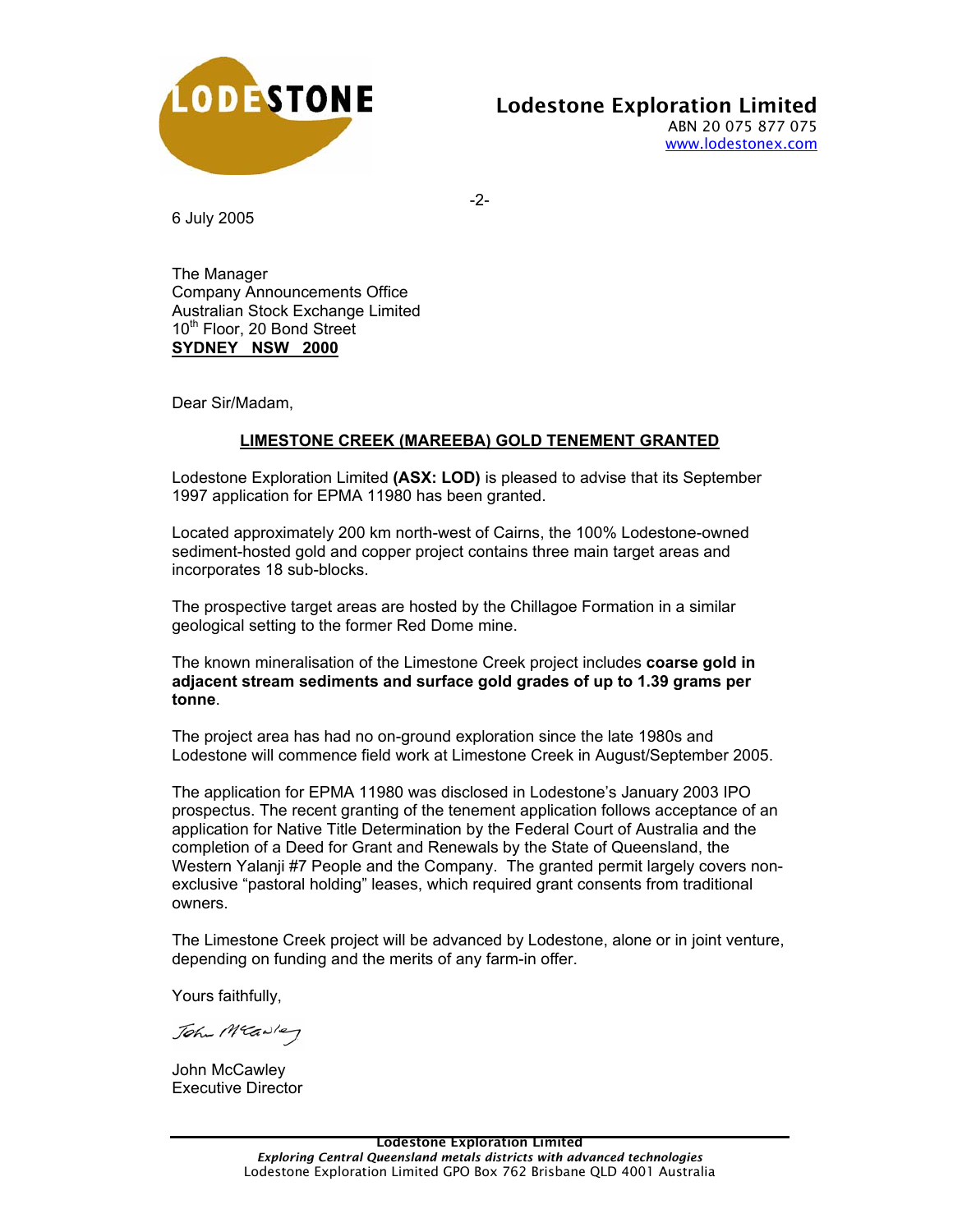**Lodestone Exploration Limited**
ABN 20 075 877 075
www.lodestonex.com

6 July 2005

The Manager
Company Announcements Office
Australian Stock Exchange Limited
10th Floor, 20 Bond Street
**SYDNEY NSW 2000**

Dear Sir/Madam,

## LIMESTONE CREEK (MAREEBA) GOLD TENEMENT GRANTED

Lodestone Exploration Limited **(ASX: LOD)** is pleased to advise that its September 1997 application for EPMA 11980 has been granted.

Located approximately 200 km north-west of Cairns, the 100% Lodestone-owned sediment-hosted gold and copper project contains three main target areas and incorporates 18 sub-blocks.

The prospective target areas are hosted by the Chillagoe Formation in a similar geological setting to the former Red Dome mine.

The known mineralisation of the Limestone Creek project includes **coarse gold in adjacent stream sediments and surface gold grades of up to 1.39 grams per tonne**.

The project area has had no on-ground exploration since the late 1980s and Lodestone will commence field work at Limestone Creek in August/September 2005.

The application for EPMA 11980 was disclosed in Lodestone's January 2003 IPO prospectus. The recent granting of the tenement application follows acceptance of an application for Native Title Determination by the Federal Court of Australia and the completion of a Deed for Grant and Renewals by the State of Queensland, the Western Yalanji #7 People and the Company. The granted permit largely covers non-exclusive "pastoral holding" leases, which required grant consents from traditional owners.

The Limestone Creek project will be advanced by Lodestone, alone or in joint venture, depending on funding and the merits of any farm-in offer.

Yours faithfully,

John McCawley
Executive Director

**Lodestone Exploration Limited**
***Exploring Central Queensland metals districts with advanced technologies***
Lodestone Exploration Limited GPO Box 762 Brisbane QLD 4001 Australia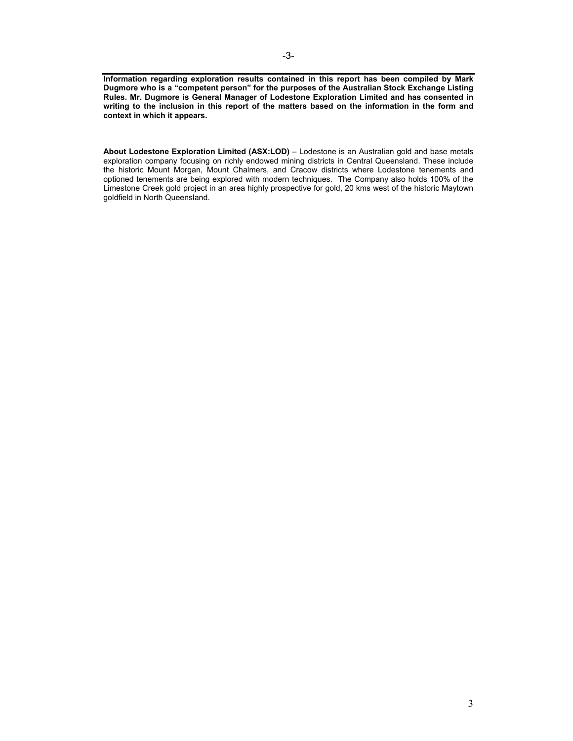**Information regarding exploration results contained in this report has been compiled by Mark Dugmore who is a "competent person" for the purposes of the Australian Stock Exchange Listing Rules. Mr. Dugmore is General Manager of Lodestone Exploration Limited and has consented in writing to the inclusion in this report of the matters based on the information in the form and context in which it appears.**

**About Lodestone Exploration Limited (ASX:LOD)** – Lodestone is an Australian gold and base metals exploration company focusing on richly endowed mining districts in Central Queensland. These include the historic Mount Morgan, Mount Chalmers, and Cracow districts where Lodestone tenements and optioned tenements are being explored with modern techniques. The Company also holds 100% of the Limestone Creek gold project in an area highly prospective for gold, 20 kms west of the historic Maytown goldfield in North Queensland.